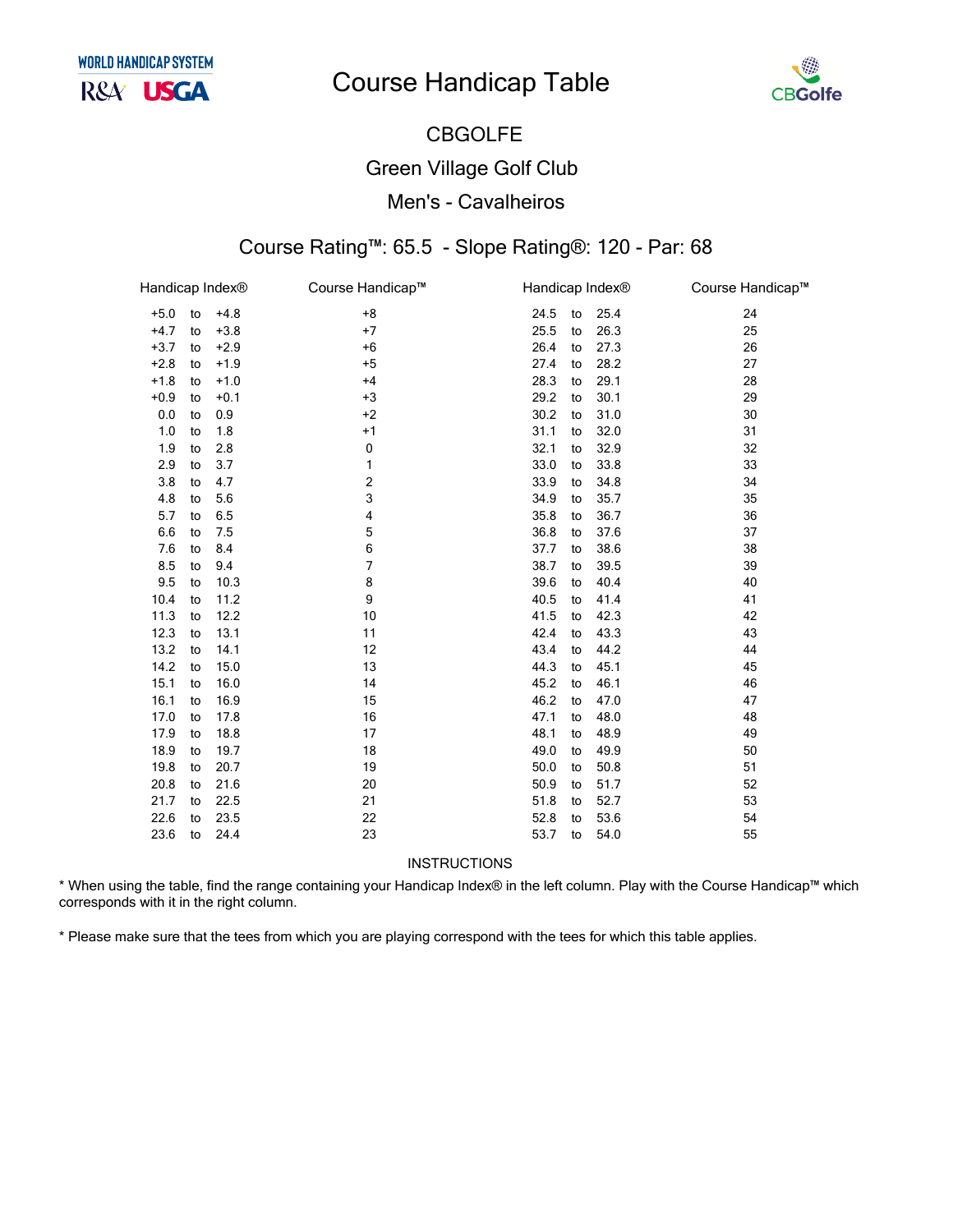WORLD HANDICAP SYSTEM

R&A USGA

# Course Handicap Table

CBGolfe

## CBGOLFE

## Green Village Golf Club

## Men's - Cavalheiros

### Course Rating™: 65.5 - Slope Rating®: 120 - Par: 68

| Handicap Index® | | | Course Handicap™ | Handicap Index® | | | Course Handicap™ |
|---|---|---|---|---|---|---|---|
| +5.0 | to | +4.8 | +8 | 24.5 | to | 25.4 | 24 |
| +4.7 | to | +3.8 | +7 | 25.5 | to | 26.3 | 25 |
| +3.7 | to | +2.9 | +6 | 26.4 | to | 27.3 | 26 |
| +2.8 | to | +1.9 | +5 | 27.4 | to | 28.2 | 27 |
| +1.8 | to | +1.0 | +4 | 28.3 | to | 29.1 | 28 |
| +0.9 | to | +0.1 | +3 | 29.2 | to | 30.1 | 29 |
| 0.0 | to | 0.9 | +2 | 30.2 | to | 31.0 | 30 |
| 1.0 | to | 1.8 | +1 | 31.1 | to | 32.0 | 31 |
| 1.9 | to | 2.8 | 0 | 32.1 | to | 32.9 | 32 |
| 2.9 | to | 3.7 | 1 | 33.0 | to | 33.8 | 33 |
| 3.8 | to | 4.7 | 2 | 33.9 | to | 34.8 | 34 |
| 4.8 | to | 5.6 | 3 | 34.9 | to | 35.7 | 35 |
| 5.7 | to | 6.5 | 4 | 35.8 | to | 36.7 | 36 |
| 6.6 | to | 7.5 | 5 | 36.8 | to | 37.6 | 37 |
| 7.6 | to | 8.4 | 6 | 37.7 | to | 38.6 | 38 |
| 8.5 | to | 9.4 | 7 | 38.7 | to | 39.5 | 39 |
| 9.5 | to | 10.3 | 8 | 39.6 | to | 40.4 | 40 |
| 10.4 | to | 11.2 | 9 | 40.5 | to | 41.4 | 41 |
| 11.3 | to | 12.2 | 10 | 41.5 | to | 42.3 | 42 |
| 12.3 | to | 13.1 | 11 | 42.4 | to | 43.3 | 43 |
| 13.2 | to | 14.1 | 12 | 43.4 | to | 44.2 | 44 |
| 14.2 | to | 15.0 | 13 | 44.3 | to | 45.1 | 45 |
| 15.1 | to | 16.0 | 14 | 45.2 | to | 46.1 | 46 |
| 16.1 | to | 16.9 | 15 | 46.2 | to | 47.0 | 47 |
| 17.0 | to | 17.8 | 16 | 47.1 | to | 48.0 | 48 |
| 17.9 | to | 18.8 | 17 | 48.1 | to | 48.9 | 49 |
| 18.9 | to | 19.7 | 18 | 49.0 | to | 49.9 | 50 |
| 19.8 | to | 20.7 | 19 | 50.0 | to | 50.8 | 51 |
| 20.8 | to | 21.6 | 20 | 50.9 | to | 51.7 | 52 |
| 21.7 | to | 22.5 | 21 | 51.8 | to | 52.7 | 53 |
| 22.6 | to | 23.5 | 22 | 52.8 | to | 53.6 | 54 |
| 23.6 | to | 24.4 | 23 | 53.7 | to | 54.0 | 55 |

INSTRUCTIONS

* When using the table, find the range containing your Handicap Index® in the left column. Play with the Course Handicap™ which corresponds with it in the right column.

* Please make sure that the tees from which you are playing correspond with the tees for which this table applies.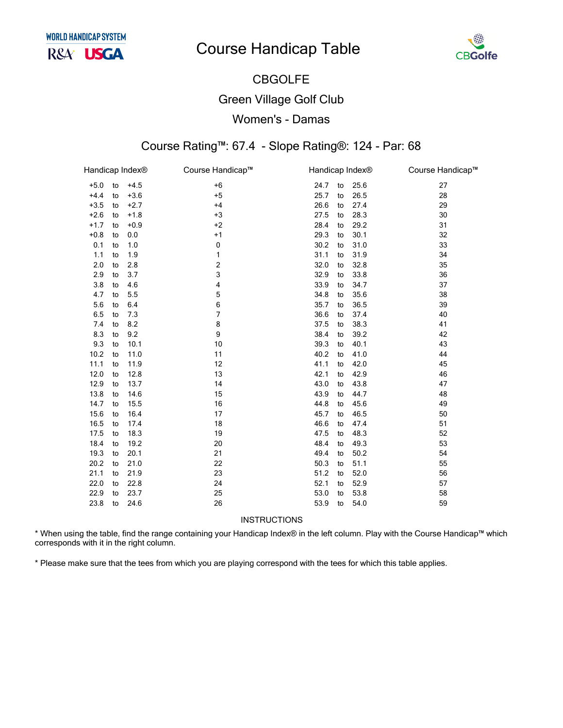WORLD HANDICAP SYSTEM

R&A USGA

# Course Handicap Table

CBGolfe

## CBGOLFE

## Green Village Golf Club

## Women's - Damas

### Course Rating™: 67.4 - Slope Rating®: 124 - Par: 68

| Handicap Index® | Course Handicap™ | Handicap Index® | Course Handicap™ |
|---|---|---|---|
| +5.0 to +4.5 | +6 | 24.7 to 25.6 | 27 |
| +4.4 to +3.6 | +5 | 25.7 to 26.5 | 28 |
| +3.5 to +2.7 | +4 | 26.6 to 27.4 | 29 |
| +2.6 to +1.8 | +3 | 27.5 to 28.3 | 30 |
| +1.7 to +0.9 | +2 | 28.4 to 29.2 | 31 |
| +0.8 to 0.0 | +1 | 29.3 to 30.1 | 32 |
| 0.1 to 1.0 | 0 | 30.2 to 31.0 | 33 |
| 1.1 to 1.9 | 1 | 31.1 to 31.9 | 34 |
| 2.0 to 2.8 | 2 | 32.0 to 32.8 | 35 |
| 2.9 to 3.7 | 3 | 32.9 to 33.8 | 36 |
| 3.8 to 4.6 | 4 | 33.9 to 34.7 | 37 |
| 4.7 to 5.5 | 5 | 34.8 to 35.6 | 38 |
| 5.6 to 6.4 | 6 | 35.7 to 36.5 | 39 |
| 6.5 to 7.3 | 7 | 36.6 to 37.4 | 40 |
| 7.4 to 8.2 | 8 | 37.5 to 38.3 | 41 |
| 8.3 to 9.2 | 9 | 38.4 to 39.2 | 42 |
| 9.3 to 10.1 | 10 | 39.3 to 40.1 | 43 |
| 10.2 to 11.0 | 11 | 40.2 to 41.0 | 44 |
| 11.1 to 11.9 | 12 | 41.1 to 42.0 | 45 |
| 12.0 to 12.8 | 13 | 42.1 to 42.9 | 46 |
| 12.9 to 13.7 | 14 | 43.0 to 43.8 | 47 |
| 13.8 to 14.6 | 15 | 43.9 to 44.7 | 48 |
| 14.7 to 15.5 | 16 | 44.8 to 45.6 | 49 |
| 15.6 to 16.4 | 17 | 45.7 to 46.5 | 50 |
| 16.5 to 17.4 | 18 | 46.6 to 47.4 | 51 |
| 17.5 to 18.3 | 19 | 47.5 to 48.3 | 52 |
| 18.4 to 19.2 | 20 | 48.4 to 49.3 | 53 |
| 19.3 to 20.1 | 21 | 49.4 to 50.2 | 54 |
| 20.2 to 21.0 | 22 | 50.3 to 51.1 | 55 |
| 21.1 to 21.9 | 23 | 51.2 to 52.0 | 56 |
| 22.0 to 22.8 | 24 | 52.1 to 52.9 | 57 |
| 22.9 to 23.7 | 25 | 53.0 to 53.8 | 58 |
| 23.8 to 24.6 | 26 | 53.9 to 54.0 | 59 |

INSTRUCTIONS

* When using the table, find the range containing your Handicap Index® in the left column. Play with the Course Handicap™ which corresponds with it in the right column.

* Please make sure that the tees from which you are playing correspond with the tees for which this table applies.